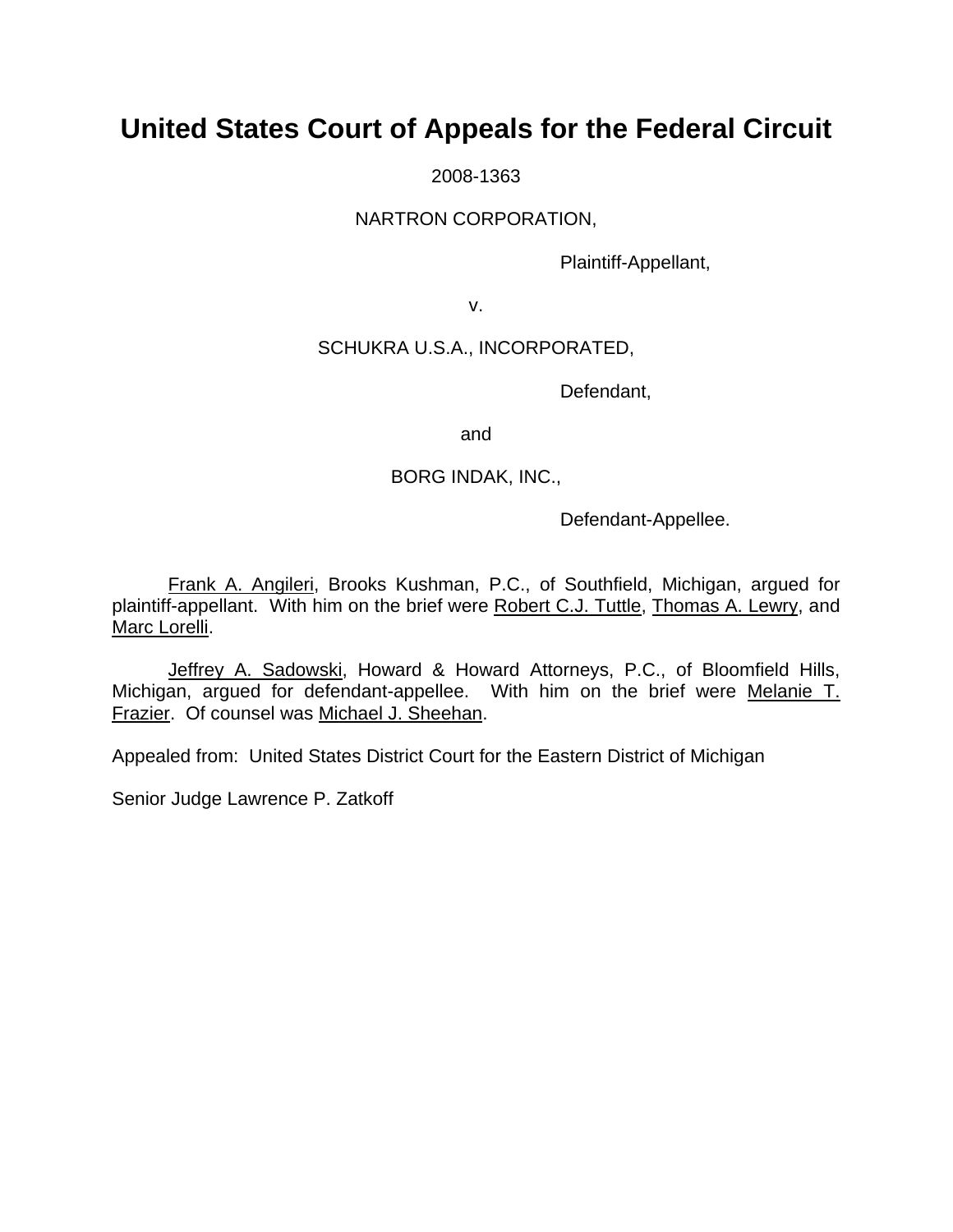# United States Court of Appeals for the Federal Circuit

2008-1363

NARTRON CORPORATION,

Plaintiff-Appellant,

v.

SCHUKRA U.S.A., INCORPORATED,

Defendant,

and

BORG INDAK, INC.,

Defendant-Appellee.

Frank A. Angileri, Brooks Kushman, P.C., of Southfield, Michigan, argued for plaintiff-appellant. With him on the brief were Robert C.J. Tuttle, Thomas A. Lewry, and Marc Lorelli.

Jeffrey A. Sadowski, Howard & Howard Attorneys, P.C., of Bloomfield Hills, Michigan, argued for defendant-appellee. With him on the brief were Melanie T. Frazier. Of counsel was Michael J. Sheehan.

Appealed from: United States District Court for the Eastern District of Michigan

Senior Judge Lawrence P. Zatkoff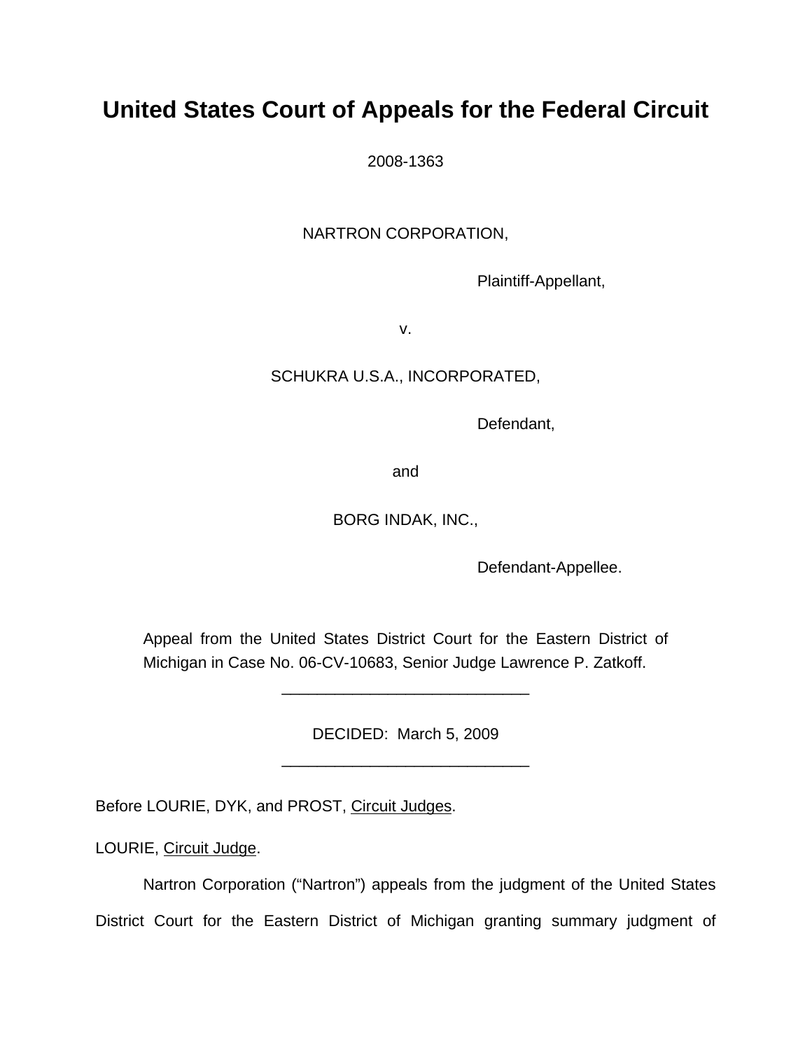# United States Court of Appeals for the Federal Circuit

2008-1363

NARTRON CORPORATION,

Plaintiff-Appellant,

v.

SCHUKRA U.S.A., INCORPORATED,

Defendant,

and

BORG INDAK, INC.,

Defendant-Appellee.

Appeal from the United States District Court for the Eastern District of Michigan in Case No. 06-CV-10683, Senior Judge Lawrence P. Zatkoff.

---

DECIDED: March 5, 2009

---

Before LOURIE, DYK, and PROST, Circuit Judges.

LOURIE, Circuit Judge.

Nartron Corporation ("Nartron") appeals from the judgment of the United States District Court for the Eastern District of Michigan granting summary judgment of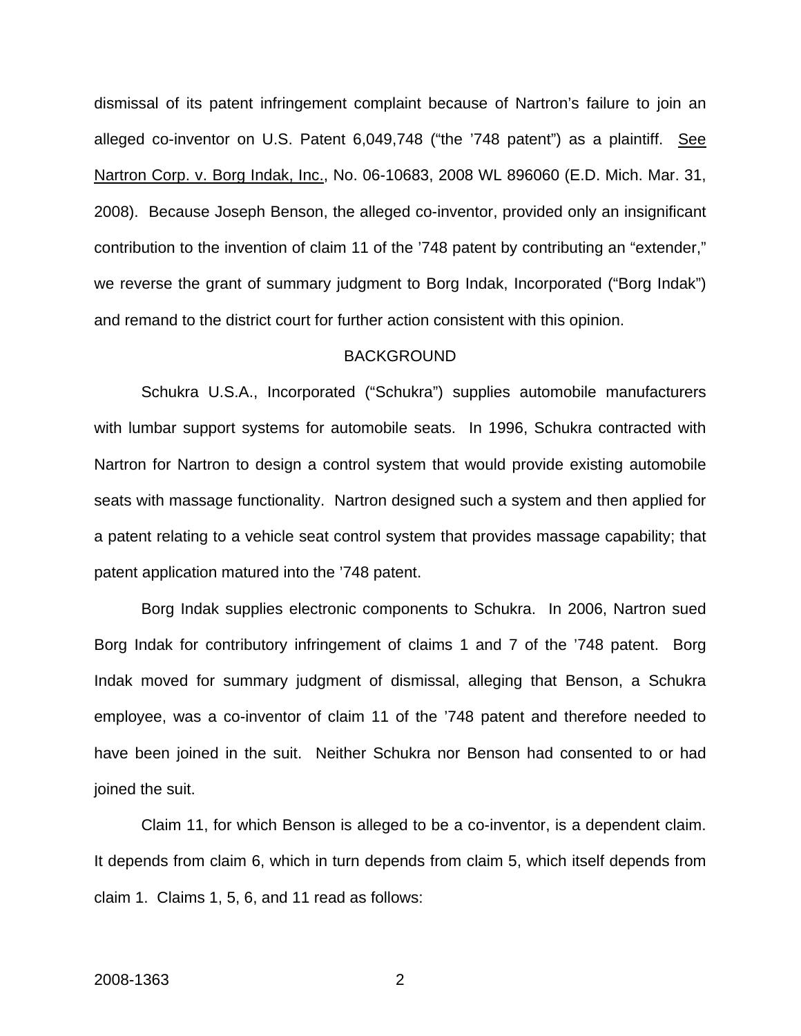dismissal of its patent infringement complaint because of Nartron's failure to join an alleged co-inventor on U.S. Patent 6,049,748 ("the '748 patent") as a plaintiff. See Nartron Corp. v. Borg Indak, Inc., No. 06-10683, 2008 WL 896060 (E.D. Mich. Mar. 31, 2008). Because Joseph Benson, the alleged co-inventor, provided only an insignificant contribution to the invention of claim 11 of the '748 patent by contributing an "extender," we reverse the grant of summary judgment to Borg Indak, Incorporated ("Borg Indak") and remand to the district court for further action consistent with this opinion.

## BACKGROUND

Schukra U.S.A., Incorporated ("Schukra") supplies automobile manufacturers with lumbar support systems for automobile seats. In 1996, Schukra contracted with Nartron for Nartron to design a control system that would provide existing automobile seats with massage functionality. Nartron designed such a system and then applied for a patent relating to a vehicle seat control system that provides massage capability; that patent application matured into the '748 patent.

Borg Indak supplies electronic components to Schukra. In 2006, Nartron sued Borg Indak for contributory infringement of claims 1 and 7 of the '748 patent. Borg Indak moved for summary judgment of dismissal, alleging that Benson, a Schukra employee, was a co-inventor of claim 11 of the '748 patent and therefore needed to have been joined in the suit. Neither Schukra nor Benson had consented to or had joined the suit.

Claim 11, for which Benson is alleged to be a co-inventor, is a dependent claim. It depends from claim 6, which in turn depends from claim 5, which itself depends from claim 1. Claims 1, 5, 6, and 11 read as follows: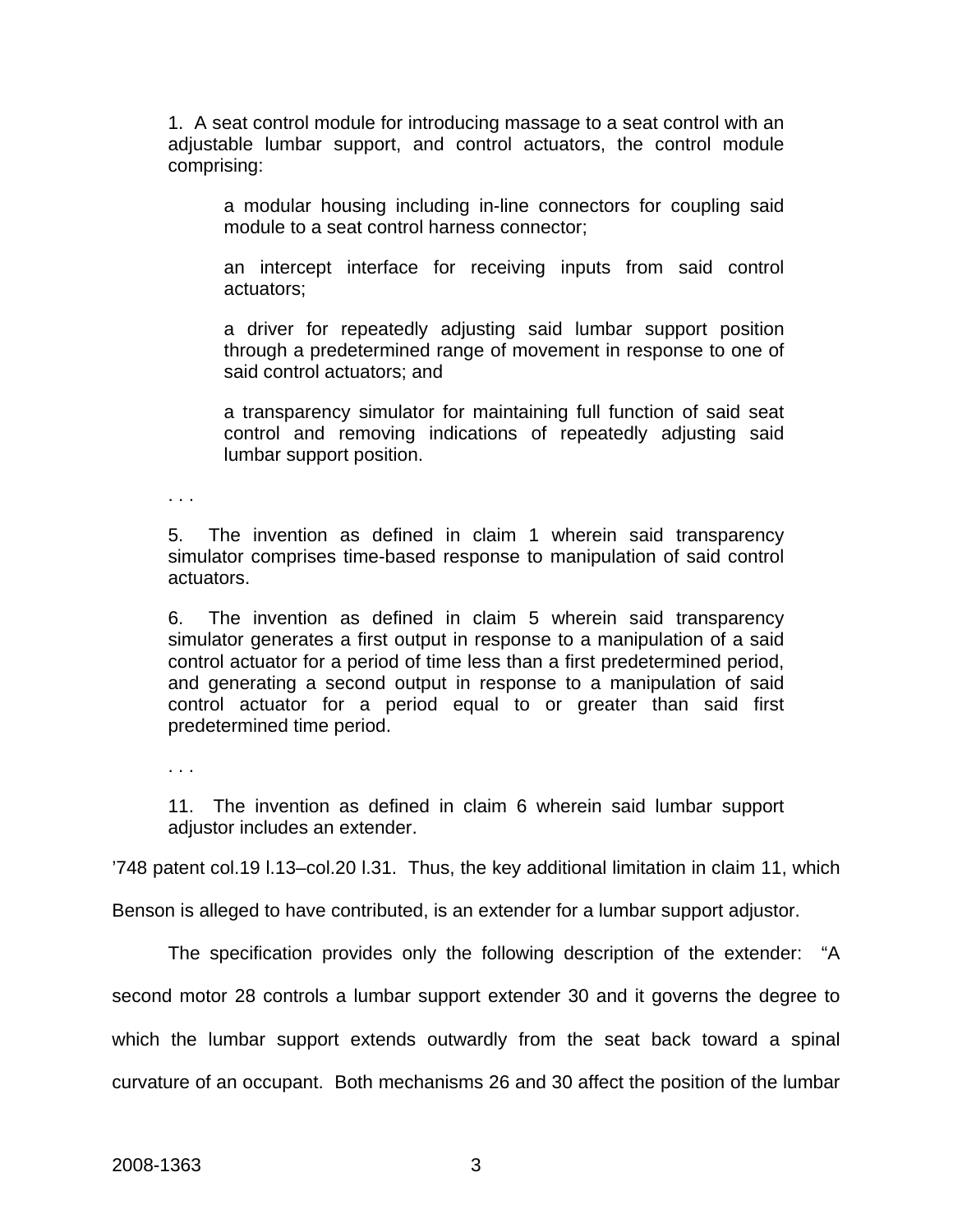> 1. A seat control module for introducing massage to a seat control with an adjustable lumbar support, and control actuators, the control module comprising:
>
> > a modular housing including in-line connectors for coupling said module to a seat control harness connector;
> >
> > an intercept interface for receiving inputs from said control actuators;
> >
> > a driver for repeatedly adjusting said lumbar support position through a predetermined range of movement in response to one of said control actuators; and
> >
> > a transparency simulator for maintaining full function of said seat control and removing indications of repeatedly adjusting said lumbar support position.
>
> . . .
>
> 5. The invention as defined in claim 1 wherein said transparency simulator comprises time-based response to manipulation of said control actuators.
>
> 6. The invention as defined in claim 5 wherein said transparency simulator generates a first output in response to a manipulation of a said control actuator for a period of time less than a first predetermined period, and generating a second output in response to a manipulation of said control actuator for a period equal to or greater than said first predetermined time period.
>
> . . .
>
> 11. The invention as defined in claim 6 wherein said lumbar support adjustor includes an extender.

'748 patent col.19 l.13–col.20 l.31. Thus, the key additional limitation in claim 11, which Benson is alleged to have contributed, is an extender for a lumbar support adjustor.

The specification provides only the following description of the extender: "A second motor 28 controls a lumbar support extender 30 and it governs the degree to which the lumbar support extends outwardly from the seat back toward a spinal curvature of an occupant. Both mechanisms 26 and 30 affect the position of the lumbar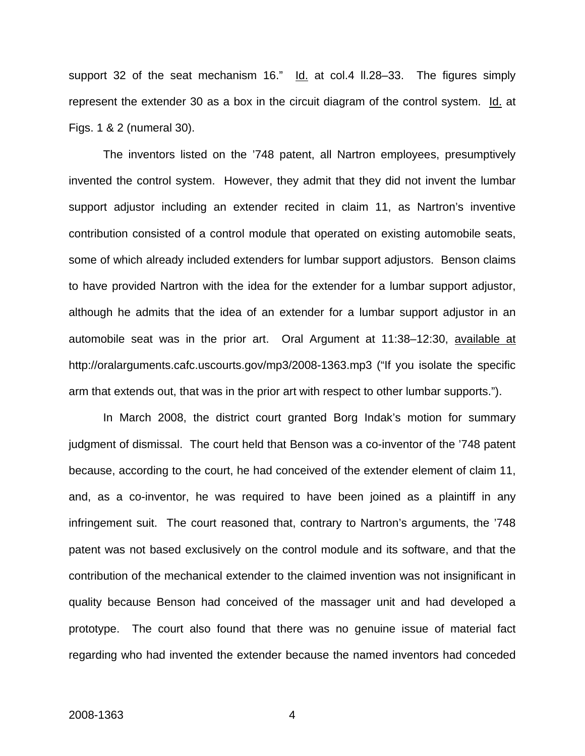support 32 of the seat mechanism 16." Id. at col.4 ll.28–33. The figures simply represent the extender 30 as a box in the circuit diagram of the control system. Id. at Figs. 1 & 2 (numeral 30).

The inventors listed on the '748 patent, all Nartron employees, presumptively invented the control system. However, they admit that they did not invent the lumbar support adjustor including an extender recited in claim 11, as Nartron's inventive contribution consisted of a control module that operated on existing automobile seats, some of which already included extenders for lumbar support adjustors. Benson claims to have provided Nartron with the idea for the extender for a lumbar support adjustor, although he admits that the idea of an extender for a lumbar support adjustor in an automobile seat was in the prior art. Oral Argument at 11:38–12:30, available at http://oralarguments.cafc.uscourts.gov/mp3/2008-1363.mp3 ("If you isolate the specific arm that extends out, that was in the prior art with respect to other lumbar supports.").

In March 2008, the district court granted Borg Indak's motion for summary judgment of dismissal. The court held that Benson was a co-inventor of the '748 patent because, according to the court, he had conceived of the extender element of claim 11, and, as a co-inventor, he was required to have been joined as a plaintiff in any infringement suit. The court reasoned that, contrary to Nartron's arguments, the '748 patent was not based exclusively on the control module and its software, and that the contribution of the mechanical extender to the claimed invention was not insignificant in quality because Benson had conceived of the massager unit and had developed a prototype. The court also found that there was no genuine issue of material fact regarding who had invented the extender because the named inventors had conceded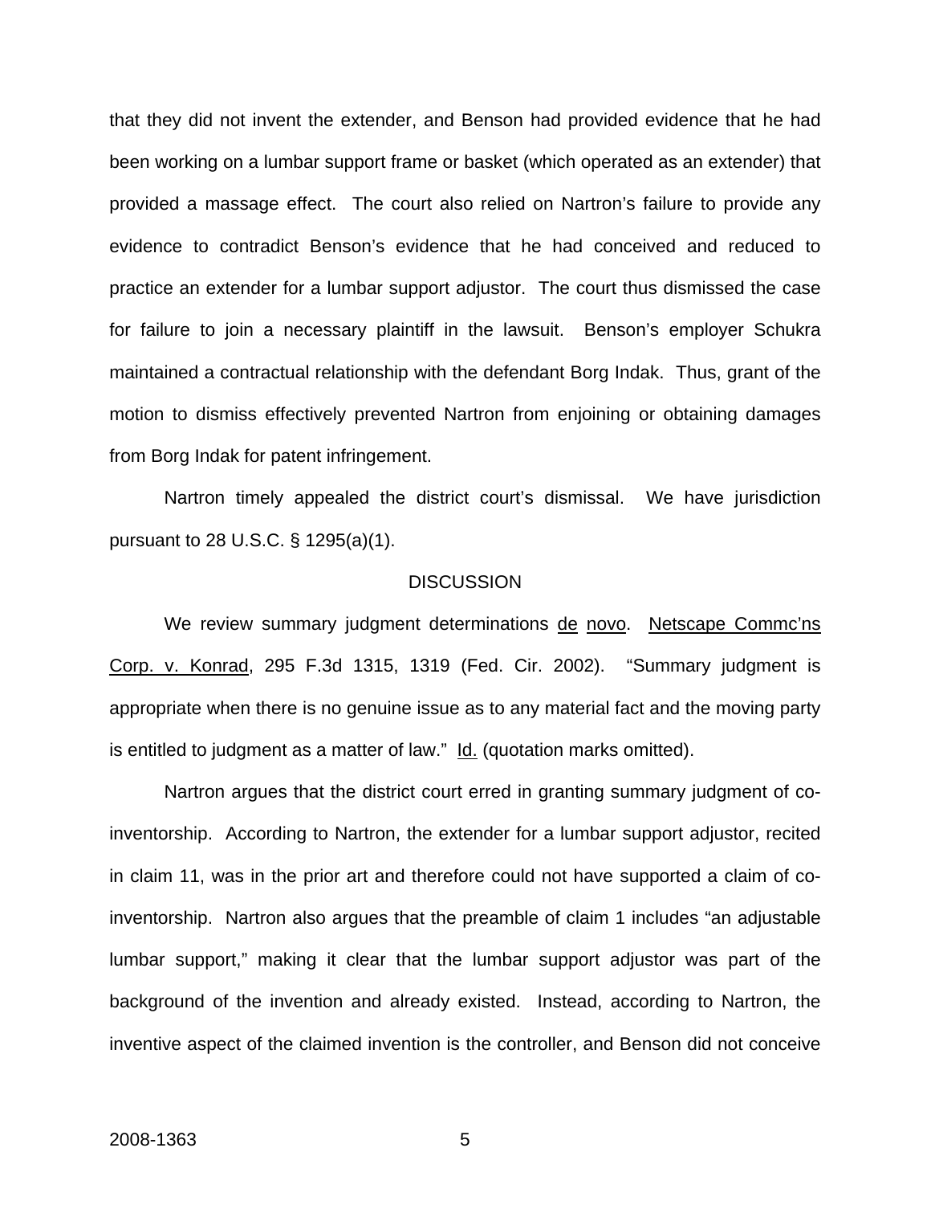that they did not invent the extender, and Benson had provided evidence that he had been working on a lumbar support frame or basket (which operated as an extender) that provided a massage effect. The court also relied on Nartron's failure to provide any evidence to contradict Benson's evidence that he had conceived and reduced to practice an extender for a lumbar support adjustor. The court thus dismissed the case for failure to join a necessary plaintiff in the lawsuit. Benson's employer Schukra maintained a contractual relationship with the defendant Borg Indak. Thus, grant of the motion to dismiss effectively prevented Nartron from enjoining or obtaining damages from Borg Indak for patent infringement.

Nartron timely appealed the district court's dismissal. We have jurisdiction pursuant to 28 U.S.C. § 1295(a)(1).

## DISCUSSION

We review summary judgment determinations de novo. Netscape Commc'ns Corp. v. Konrad, 295 F.3d 1315, 1319 (Fed. Cir. 2002). "Summary judgment is appropriate when there is no genuine issue as to any material fact and the moving party is entitled to judgment as a matter of law." Id. (quotation marks omitted).

Nartron argues that the district court erred in granting summary judgment of co-inventorship. According to Nartron, the extender for a lumbar support adjustor, recited in claim 11, was in the prior art and therefore could not have supported a claim of co-inventorship. Nartron also argues that the preamble of claim 1 includes "an adjustable lumbar support," making it clear that the lumbar support adjustor was part of the background of the invention and already existed. Instead, according to Nartron, the inventive aspect of the claimed invention is the controller, and Benson did not conceive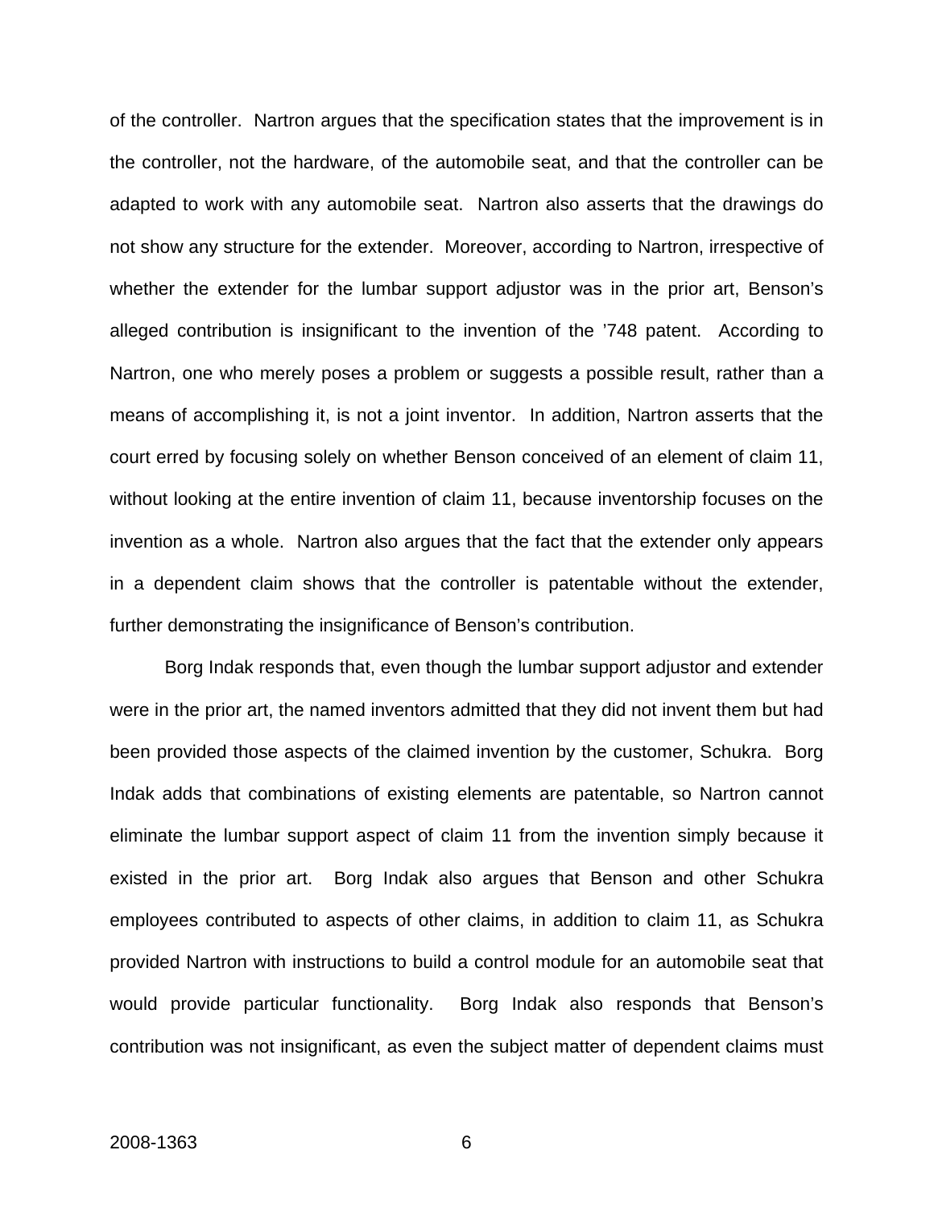of the controller. Nartron argues that the specification states that the improvement is in the controller, not the hardware, of the automobile seat, and that the controller can be adapted to work with any automobile seat. Nartron also asserts that the drawings do not show any structure for the extender. Moreover, according to Nartron, irrespective of whether the extender for the lumbar support adjustor was in the prior art, Benson's alleged contribution is insignificant to the invention of the '748 patent. According to Nartron, one who merely poses a problem or suggests a possible result, rather than a means of accomplishing it, is not a joint inventor. In addition, Nartron asserts that the court erred by focusing solely on whether Benson conceived of an element of claim 11, without looking at the entire invention of claim 11, because inventorship focuses on the invention as a whole. Nartron also argues that the fact that the extender only appears in a dependent claim shows that the controller is patentable without the extender, further demonstrating the insignificance of Benson's contribution.

Borg Indak responds that, even though the lumbar support adjustor and extender were in the prior art, the named inventors admitted that they did not invent them but had been provided those aspects of the claimed invention by the customer, Schukra. Borg Indak adds that combinations of existing elements are patentable, so Nartron cannot eliminate the lumbar support aspect of claim 11 from the invention simply because it existed in the prior art. Borg Indak also argues that Benson and other Schukra employees contributed to aspects of other claims, in addition to claim 11, as Schukra provided Nartron with instructions to build a control module for an automobile seat that would provide particular functionality. Borg Indak also responds that Benson's contribution was not insignificant, as even the subject matter of dependent claims must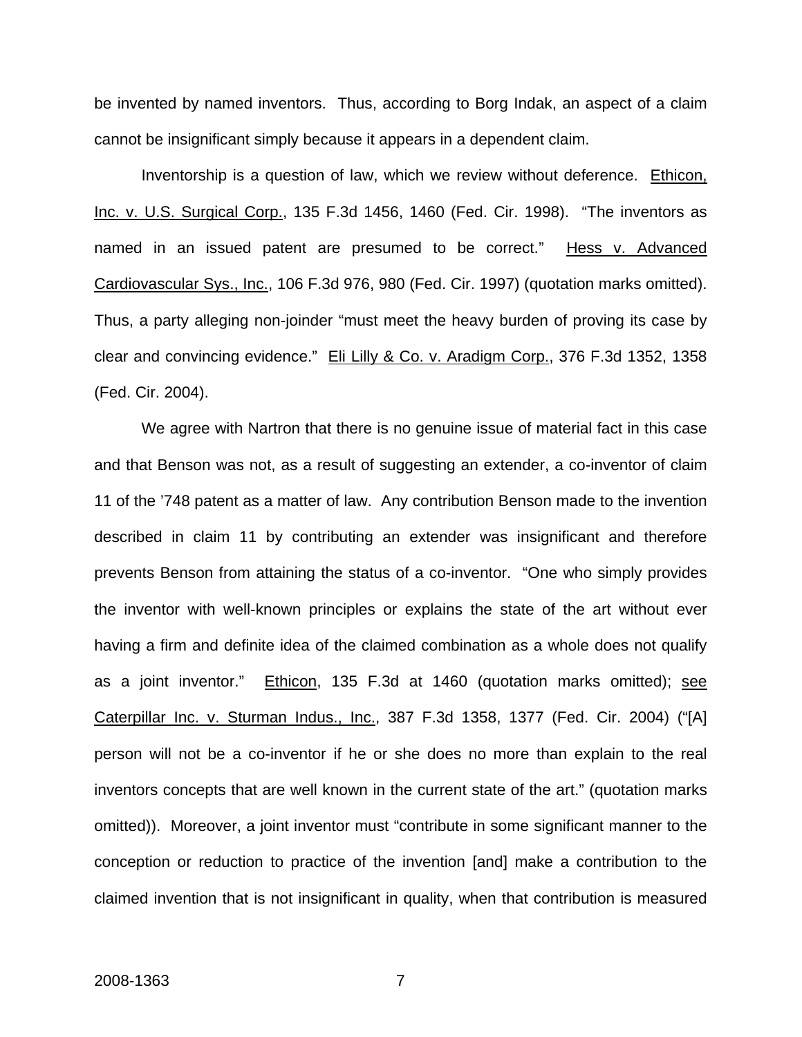be invented by named inventors. Thus, according to Borg Indak, an aspect of a claim cannot be insignificant simply because it appears in a dependent claim.

Inventorship is a question of law, which we review without deference. Ethicon, Inc. v. U.S. Surgical Corp., 135 F.3d 1456, 1460 (Fed. Cir. 1998). "The inventors as named in an issued patent are presumed to be correct." Hess v. Advanced Cardiovascular Sys., Inc., 106 F.3d 976, 980 (Fed. Cir. 1997) (quotation marks omitted). Thus, a party alleging non-joinder "must meet the heavy burden of proving its case by clear and convincing evidence." Eli Lilly & Co. v. Aradigm Corp., 376 F.3d 1352, 1358 (Fed. Cir. 2004).

We agree with Nartron that there is no genuine issue of material fact in this case and that Benson was not, as a result of suggesting an extender, a co-inventor of claim 11 of the '748 patent as a matter of law. Any contribution Benson made to the invention described in claim 11 by contributing an extender was insignificant and therefore prevents Benson from attaining the status of a co-inventor. "One who simply provides the inventor with well-known principles or explains the state of the art without ever having a firm and definite idea of the claimed combination as a whole does not qualify as a joint inventor." Ethicon, 135 F.3d at 1460 (quotation marks omitted); see Caterpillar Inc. v. Sturman Indus., Inc., 387 F.3d 1358, 1377 (Fed. Cir. 2004) ("[A] person will not be a co-inventor if he or she does no more than explain to the real inventors concepts that are well known in the current state of the art." (quotation marks omitted)). Moreover, a joint inventor must "contribute in some significant manner to the conception or reduction to practice of the invention [and] make a contribution to the claimed invention that is not insignificant in quality, when that contribution is measured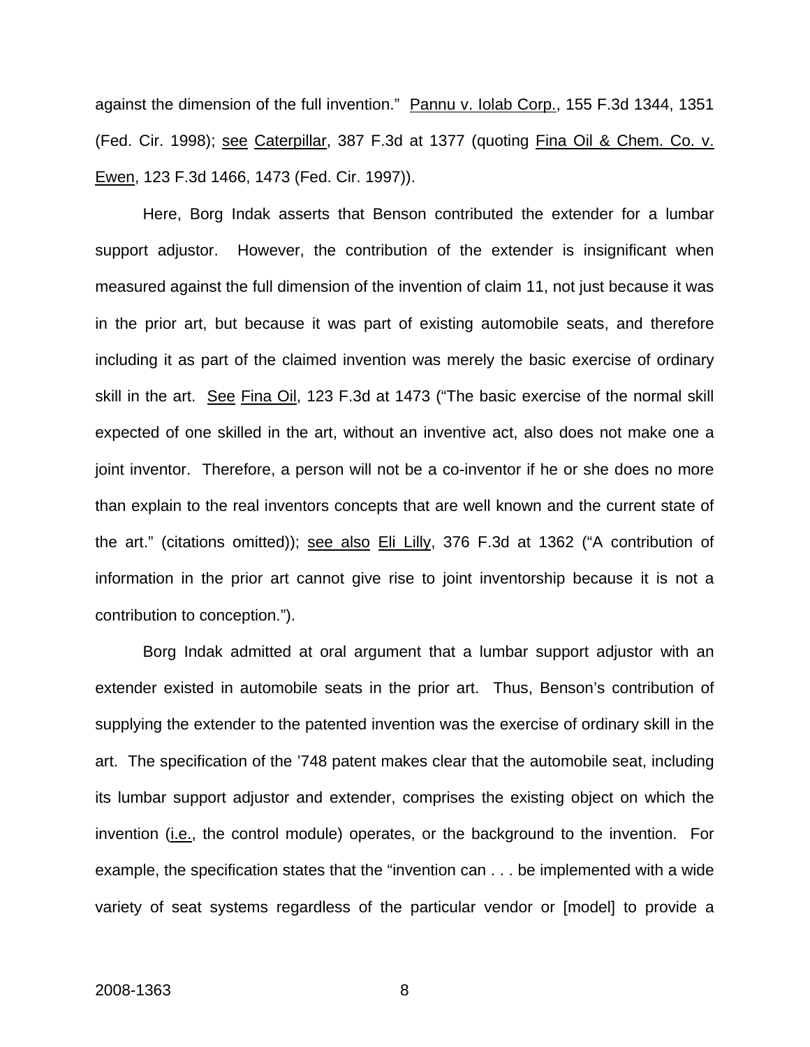against the dimension of the full invention." Pannu v. Iolab Corp., 155 F.3d 1344, 1351 (Fed. Cir. 1998); see Caterpillar, 387 F.3d at 1377 (quoting Fina Oil & Chem. Co. v. Ewen, 123 F.3d 1466, 1473 (Fed. Cir. 1997)).

Here, Borg Indak asserts that Benson contributed the extender for a lumbar support adjustor. However, the contribution of the extender is insignificant when measured against the full dimension of the invention of claim 11, not just because it was in the prior art, but because it was part of existing automobile seats, and therefore including it as part of the claimed invention was merely the basic exercise of ordinary skill in the art. See Fina Oil, 123 F.3d at 1473 ("The basic exercise of the normal skill expected of one skilled in the art, without an inventive act, also does not make one a joint inventor. Therefore, a person will not be a co-inventor if he or she does no more than explain to the real inventors concepts that are well known and the current state of the art." (citations omitted)); see also Eli Lilly, 376 F.3d at 1362 ("A contribution of information in the prior art cannot give rise to joint inventorship because it is not a contribution to conception.").

Borg Indak admitted at oral argument that a lumbar support adjustor with an extender existed in automobile seats in the prior art. Thus, Benson's contribution of supplying the extender to the patented invention was the exercise of ordinary skill in the art. The specification of the '748 patent makes clear that the automobile seat, including its lumbar support adjustor and extender, comprises the existing object on which the invention (i.e., the control module) operates, or the background to the invention. For example, the specification states that the "invention can . . . be implemented with a wide variety of seat systems regardless of the particular vendor or [model] to provide a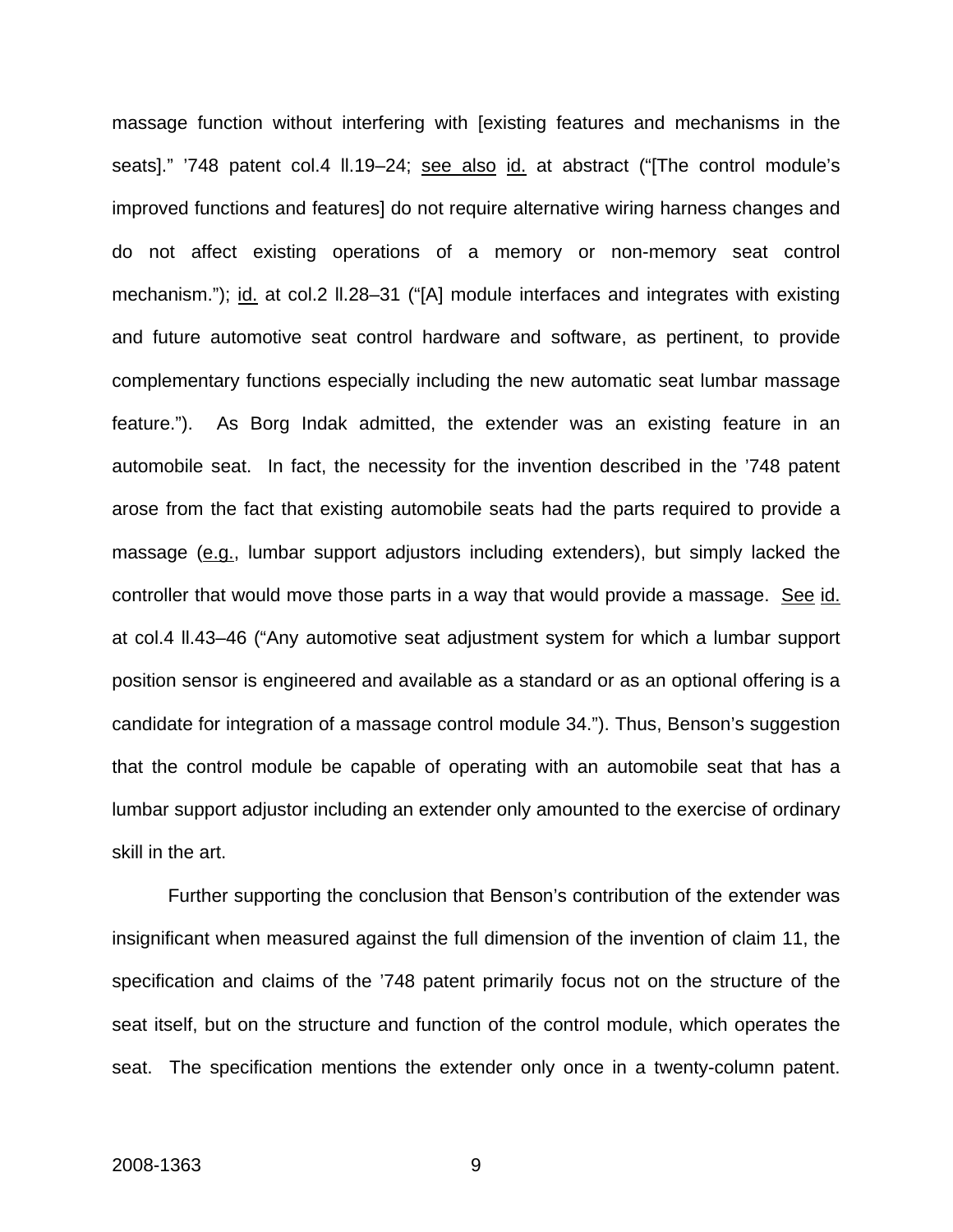massage function without interfering with [existing features and mechanisms in the seats].” ’748 patent col.4 ll.19–24; see also id. at abstract (“[The control module’s improved functions and features] do not require alternative wiring harness changes and do not affect existing operations of a memory or non-memory seat control mechanism.”); id. at col.2 ll.28–31 (“[A] module interfaces and integrates with existing and future automotive seat control hardware and software, as pertinent, to provide complementary functions especially including the new automatic seat lumbar massage feature.”). As Borg Indak admitted, the extender was an existing feature in an automobile seat. In fact, the necessity for the invention described in the ’748 patent arose from the fact that existing automobile seats had the parts required to provide a massage (e.g., lumbar support adjustors including extenders), but simply lacked the controller that would move those parts in a way that would provide a massage. See id. at col.4 ll.43–46 (“Any automotive seat adjustment system for which a lumbar support position sensor is engineered and available as a standard or as an optional offering is a candidate for integration of a massage control module 34.”). Thus, Benson’s suggestion that the control module be capable of operating with an automobile seat that has a lumbar support adjustor including an extender only amounted to the exercise of ordinary skill in the art.

Further supporting the conclusion that Benson’s contribution of the extender was insignificant when measured against the full dimension of the invention of claim 11, the specification and claims of the ’748 patent primarily focus not on the structure of the seat itself, but on the structure and function of the control module, which operates the seat. The specification mentions the extender only once in a twenty-column patent.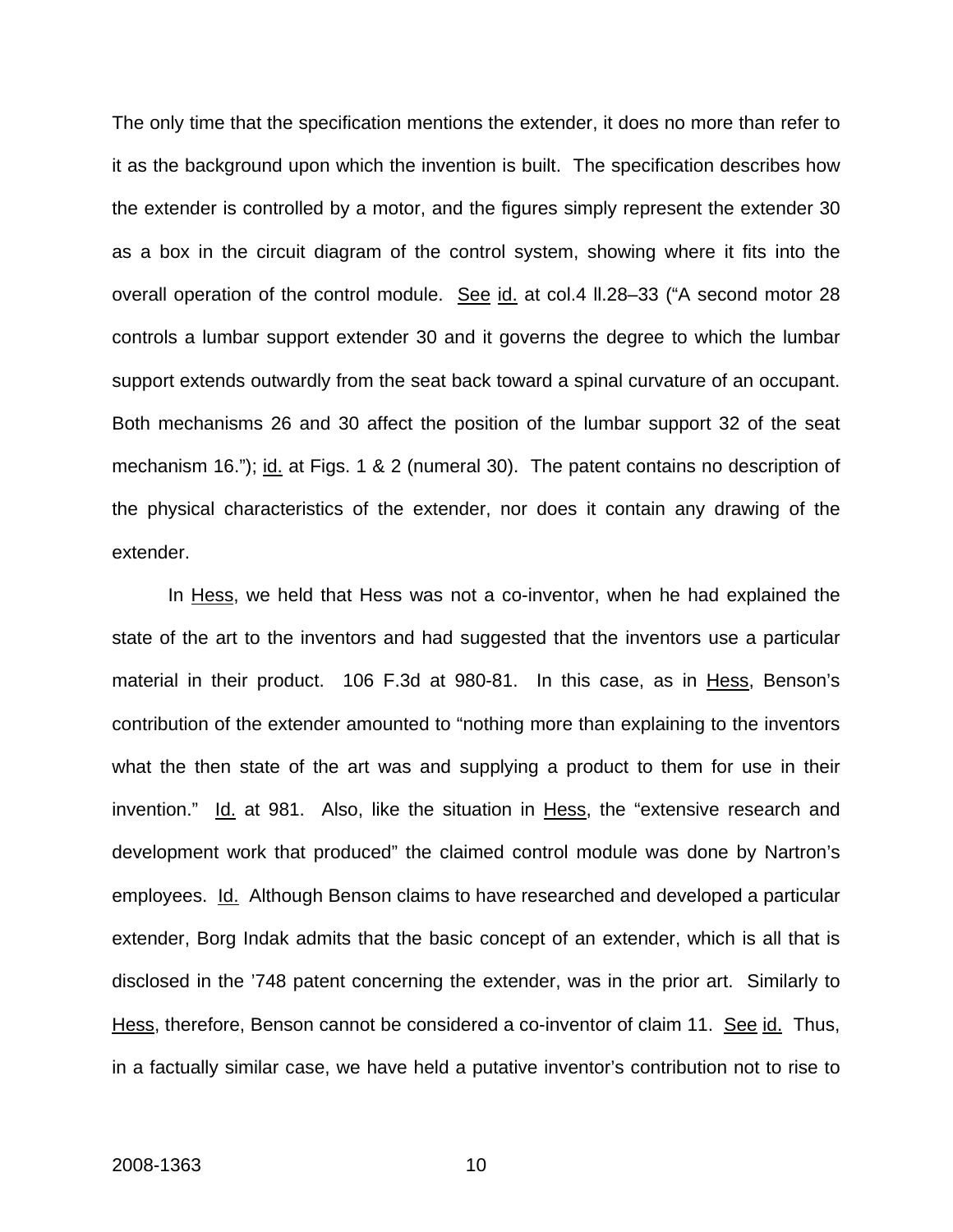The only time that the specification mentions the extender, it does no more than refer to it as the background upon which the invention is built. The specification describes how the extender is controlled by a motor, and the figures simply represent the extender 30 as a box in the circuit diagram of the control system, showing where it fits into the overall operation of the control module. See id. at col.4 ll.28–33 ("A second motor 28 controls a lumbar support extender 30 and it governs the degree to which the lumbar support extends outwardly from the seat back toward a spinal curvature of an occupant. Both mechanisms 26 and 30 affect the position of the lumbar support 32 of the seat mechanism 16."); id. at Figs. 1 & 2 (numeral 30). The patent contains no description of the physical characteristics of the extender, nor does it contain any drawing of the extender.

In Hess, we held that Hess was not a co-inventor, when he had explained the state of the art to the inventors and had suggested that the inventors use a particular material in their product. 106 F.3d at 980-81. In this case, as in Hess, Benson's contribution of the extender amounted to "nothing more than explaining to the inventors what the then state of the art was and supplying a product to them for use in their invention." Id. at 981. Also, like the situation in Hess, the "extensive research and development work that produced" the claimed control module was done by Nartron's employees. Id. Although Benson claims to have researched and developed a particular extender, Borg Indak admits that the basic concept of an extender, which is all that is disclosed in the '748 patent concerning the extender, was in the prior art. Similarly to Hess, therefore, Benson cannot be considered a co-inventor of claim 11. See id. Thus, in a factually similar case, we have held a putative inventor's contribution not to rise to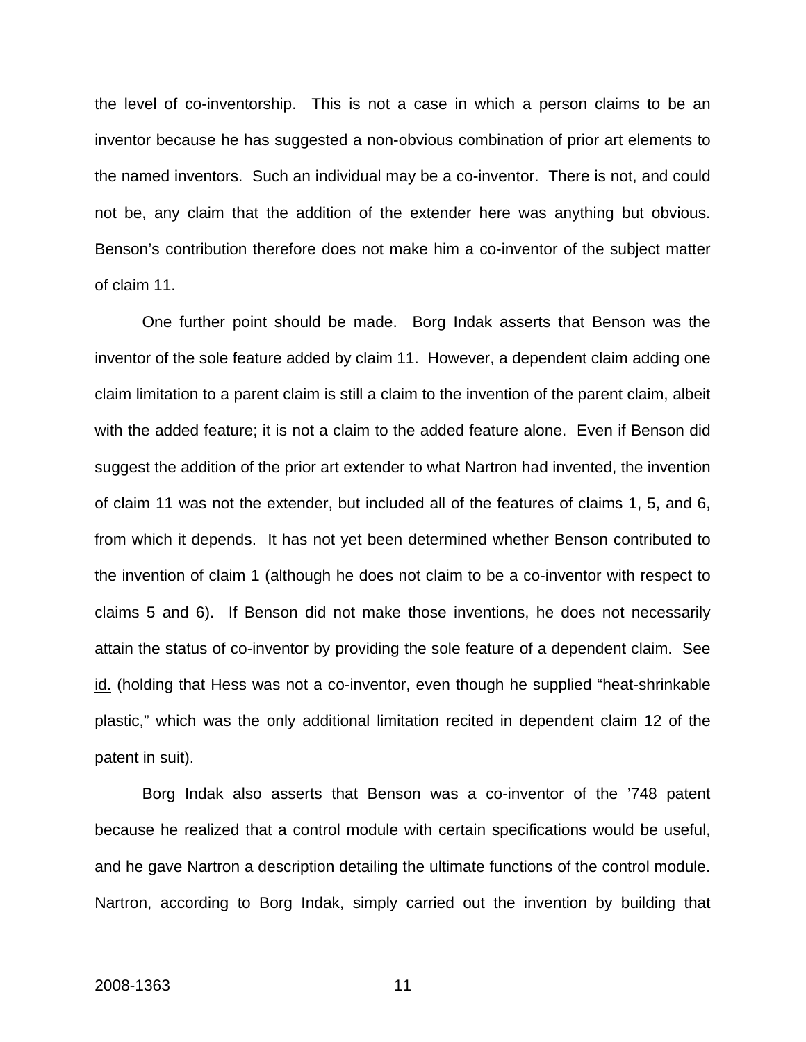the level of co-inventorship. This is not a case in which a person claims to be an inventor because he has suggested a non-obvious combination of prior art elements to the named inventors. Such an individual may be a co-inventor. There is not, and could not be, any claim that the addition of the extender here was anything but obvious. Benson's contribution therefore does not make him a co-inventor of the subject matter of claim 11.

One further point should be made. Borg Indak asserts that Benson was the inventor of the sole feature added by claim 11. However, a dependent claim adding one claim limitation to a parent claim is still a claim to the invention of the parent claim, albeit with the added feature; it is not a claim to the added feature alone. Even if Benson did suggest the addition of the prior art extender to what Nartron had invented, the invention of claim 11 was not the extender, but included all of the features of claims 1, 5, and 6, from which it depends. It has not yet been determined whether Benson contributed to the invention of claim 1 (although he does not claim to be a co-inventor with respect to claims 5 and 6). If Benson did not make those inventions, he does not necessarily attain the status of co-inventor by providing the sole feature of a dependent claim. See id. (holding that Hess was not a co-inventor, even though he supplied "heat-shrinkable plastic," which was the only additional limitation recited in dependent claim 12 of the patent in suit).

Borg Indak also asserts that Benson was a co-inventor of the '748 patent because he realized that a control module with certain specifications would be useful, and he gave Nartron a description detailing the ultimate functions of the control module. Nartron, according to Borg Indak, simply carried out the invention by building that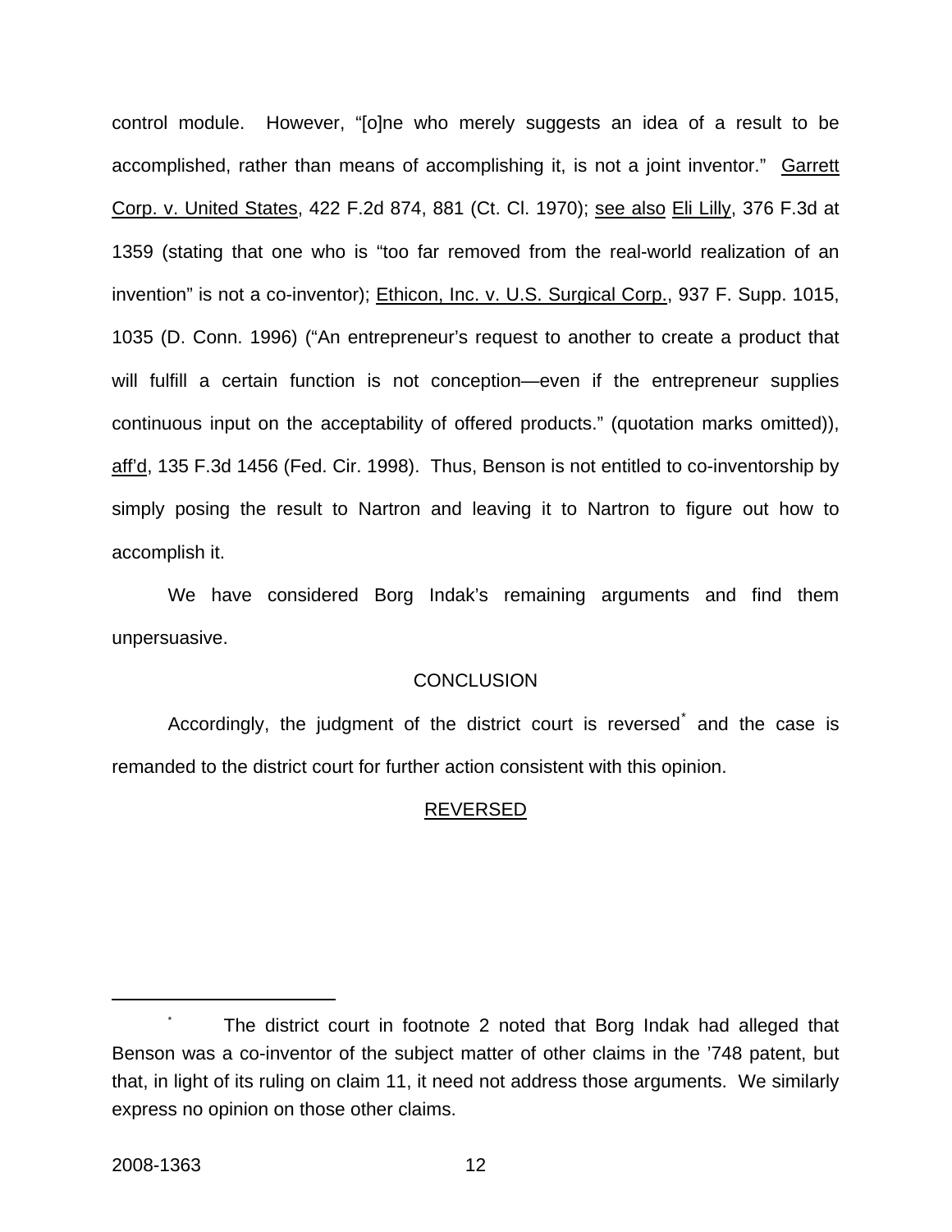control module. However, "[o]ne who merely suggests an idea of a result to be accomplished, rather than means of accomplishing it, is not a joint inventor." Garrett Corp. v. United States, 422 F.2d 874, 881 (Ct. Cl. 1970); see also Eli Lilly, 376 F.3d at 1359 (stating that one who is "too far removed from the real-world realization of an invention" is not a co-inventor); Ethicon, Inc. v. U.S. Surgical Corp., 937 F. Supp. 1015, 1035 (D. Conn. 1996) ("An entrepreneur's request to another to create a product that will fulfill a certain function is not conception—even if the entrepreneur supplies continuous input on the acceptability of offered products." (quotation marks omitted)), aff'd, 135 F.3d 1456 (Fed. Cir. 1998). Thus, Benson is not entitled to co-inventorship by simply posing the result to Nartron and leaving it to Nartron to figure out how to accomplish it.

We have considered Borg Indak's remaining arguments and find them unpersuasive.

## CONCLUSION

Accordingly, the judgment of the district court is reversed[*] and the case is remanded to the district court for further action consistent with this opinion.

REVERSED

---

[*] The district court in footnote 2 noted that Borg Indak had alleged that Benson was a co-inventor of the subject matter of other claims in the '748 patent, but that, in light of its ruling on claim 11, it need not address those arguments. We similarly express no opinion on those other claims.